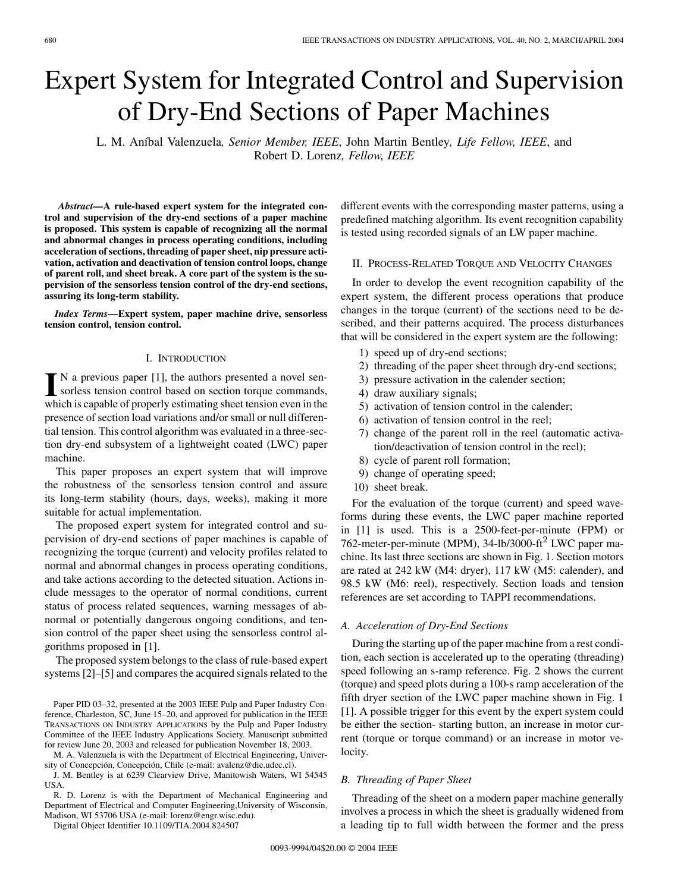# Expert System for Integrated Control and Supervision of Dry-End Sections of Paper Machines

L. M. Aníbal Valenzuela, *Senior Member, IEEE*, John Martin Bentley, *Life Fellow, IEEE*, and Robert D. Lorenz, *Fellow, IEEE*

***Abstract*—A rule-based expert system for the integrated control and supervision of the dry-end sections of a paper machine is proposed. This system is capable of recognizing all the normal and abnormal changes in process operating conditions, including acceleration of sections, threading of paper sheet, nip pressure activation, activation and deactivation of tension control loops, change of parent roll, and sheet break. A core part of the system is the supervision of the sensorless tension control of the dry-end sections, assuring its long-term stability.**

***Index Terms*—Expert system, paper machine drive, sensorless tension control, tension control.**

## I. Introduction

In a previous paper [1], the authors presented a novel sensorless tension control based on section torque commands, which is capable of properly estimating sheet tension even in the presence of section load variations and/or small or null differential tension. This control algorithm was evaluated in a three-section dry-end subsystem of a lightweight coated (LWC) paper machine.

This paper proposes an expert system that will improve the robustness of the sensorless tension control and assure its long-term stability (hours, days, weeks), making it more suitable for actual implementation.

The proposed expert system for integrated control and supervision of dry-end sections of paper machines is capable of recognizing the torque (current) and velocity profiles related to normal and abnormal changes in process operating conditions, and take actions according to the detected situation. Actions include messages to the operator of normal conditions, current status of process related sequences, warning messages of abnormal or potentially dangerous ongoing conditions, and tension control of the paper sheet using the sensorless control algorithms proposed in [1].

The proposed system belongs to the class of rule-based expert systems [2]–[5] and compares the acquired signals related to the different events with the corresponding master patterns, using a predefined matching algorithm. Its event recognition capability is tested using recorded signals of an LW paper machine.

Paper PID 03–32, presented at the 2003 IEEE Pulp and Paper Industry Conference, Charleston, SC, June 15–20, and approved for publication in the IEEE Transactions on Industry Applications by the Pulp and Paper Industry Committee of the IEEE Industry Applications Society. Manuscript submitted for review June 20, 2003 and released for publication November 18, 2003.

M. A. Valenzuela is with the Department of Electrical Engineering, University of Concepción, Concepción, Chile (e-mail: avalenz@die.udec.cl).

J. M. Bentley is at 6239 Clearview Drive, Manitowish Waters, WI 54545 USA.

R. D. Lorenz is with the Department of Mechanical Engineering and Department of Electrical and Computer Engineering, University of Wisconsin, Madison, WI 53706 USA (e-mail: lorenz@engr.wisc.edu).

Digital Object Identifier 10.1109/TIA.2004.824507

## II. Process-Related Torque and Velocity Changes

In order to develop the event recognition capability of the expert system, the different process operations that produce changes in the torque (current) of the sections need to be described, and their patterns acquired. The process disturbances that will be considered in the expert system are the following:

1) speed up of dry-end sections;
2) threading of the paper sheet through dry-end sections;
3) pressure activation in the calender section;
4) draw auxiliary signals;
5) activation of tension control in the calender;
6) activation of tension control in the reel;
7) change of the parent roll in the reel (automatic activation/deactivation of tension control in the reel);
8) cycle of parent roll formation;
9) change of operating speed;
10) sheet break.

For the evaluation of the torque (current) and speed waveforms during these events, the LWC paper machine reported in [1] is used. This is a 2500-feet-per-minute (FPM) or 762-meter-per-minute (MPM), 34-lb/3000-ft$^2$ LWC paper machine. Its last three sections are shown in Fig. 1. Section motors are rated at 242 kW (M4: dryer), 117 kW (M5: calender), and 98.5 kW (M6: reel), respectively. Section loads and tension references are set according to TAPPI recommendations.

### A. Acceleration of Dry-End Sections

During the starting up of the paper machine from a rest condition, each section is accelerated up to the operating (threading) speed following an s-ramp reference. Fig. 2 shows the current (torque) and speed plots during a 100-s ramp acceleration of the fifth dryer section of the LWC paper machine shown in Fig. 1 [1]. A possible trigger for this event by the expert system could be either the section- starting button, an increase in motor current (torque or torque command) or an increase in motor velocity.

### B. Threading of Paper Sheet

Threading of the sheet on a modern paper machine generally involves a process in which the sheet is gradually widened from a leading tip to full width between the former and the press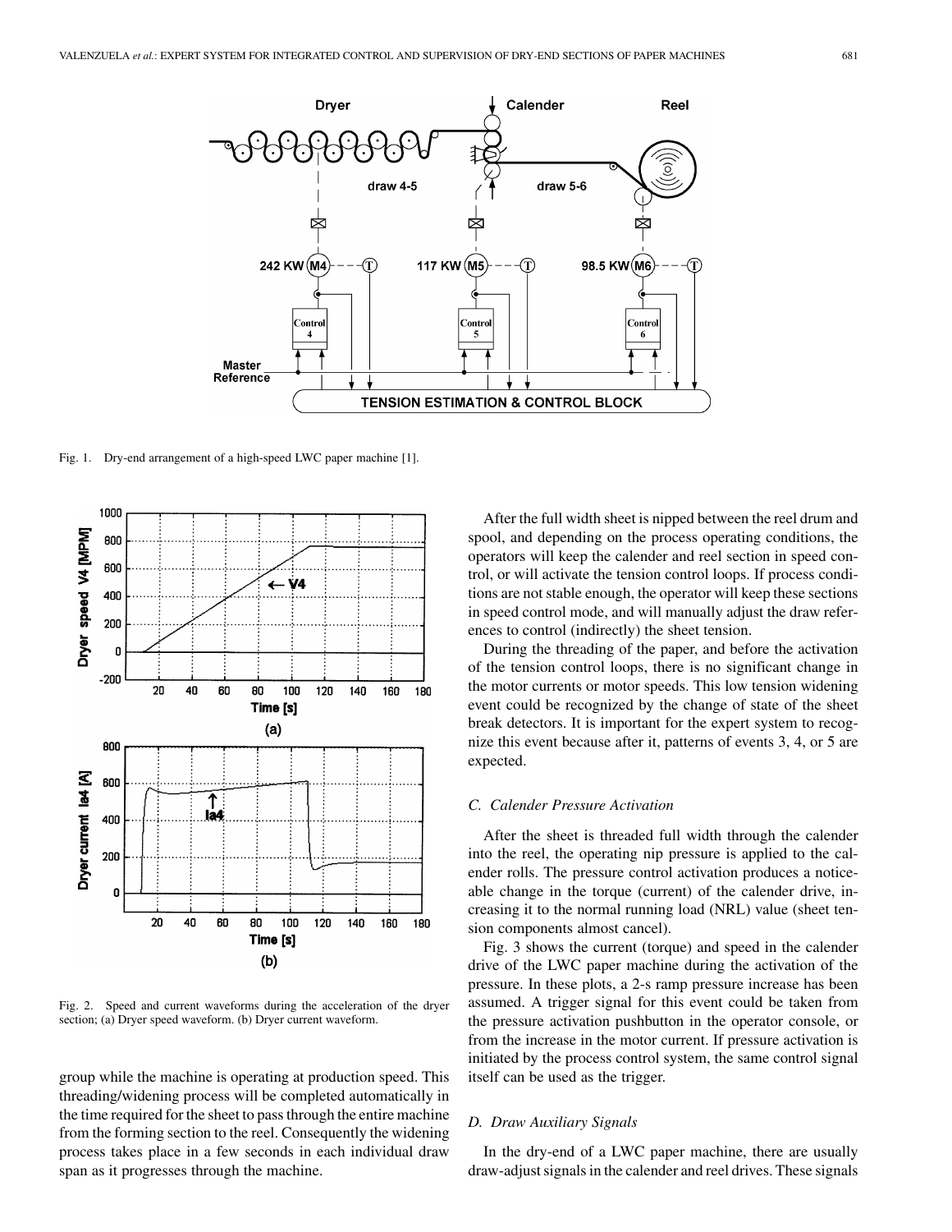Dryer

Calender

Reel

draw 4-5

draw 5-6

242 KW M4 T

117 KW M5 T

98.5 KW M6 T

Control 4

Control 5

Control 6

Master Reference

TENSION ESTIMATION & CONTROL BLOCK

Fig. 1. Dry-end arrangement of a high-speed LWC paper machine [1].

Dryer speed V4 [MPM]

1000

800

600

400

200

0

-200

20 40 60 80 100 120 140 160 180

Time [s]

← V4

(a)

Dryer current Ia4 [A]

800

600

400

200

0

20 40 60 80 100 120 140 160 180

Time [s]

Ia4

(b)

Fig. 2. Speed and current waveforms during the acceleration of the dryer section; (a) Dryer speed waveform. (b) Dryer current waveform.

group while the machine is operating at production speed. This threading/widening process will be completed automatically in the time required for the sheet to pass through the entire machine from the forming section to the reel. Consequently the widening process takes place in a few seconds in each individual draw span as it progresses through the machine.

After the full width sheet is nipped between the reel drum and spool, and depending on the process operating conditions, the operators will keep the calender and reel section in speed control, or will activate the tension control loops. If process conditions are not stable enough, the operator will keep these sections in speed control mode, and will manually adjust the draw references to control (indirectly) the sheet tension.

During the threading of the paper, and before the activation of the tension control loops, there is no significant change in the motor currents or motor speeds. This low tension widening event could be recognized by the change of state of the sheet break detectors. It is important for the expert system to recognize this event because after it, patterns of events 3, 4, or 5 are expected.

### *C. Calender Pressure Activation*

After the sheet is threaded full width through the calender into the reel, the operating nip pressure is applied to the calender rolls. The pressure control activation produces a noticeable change in the torque (current) of the calender drive, increasing it to the normal running load (NRL) value (sheet tension components almost cancel).

Fig. 3 shows the current (torque) and speed in the calender drive of the LWC paper machine during the activation of the pressure. In these plots, a 2-s ramp pressure increase has been assumed. A trigger signal for this event could be taken from the pressure activation pushbutton in the operator console, or from the increase in the motor current. If pressure activation is initiated by the process control system, the same control signal itself can be used as the trigger.

### *D. Draw Auxiliary Signals*

In the dry-end of a LWC paper machine, there are usually draw-adjust signals in the calender and reel drives. These signals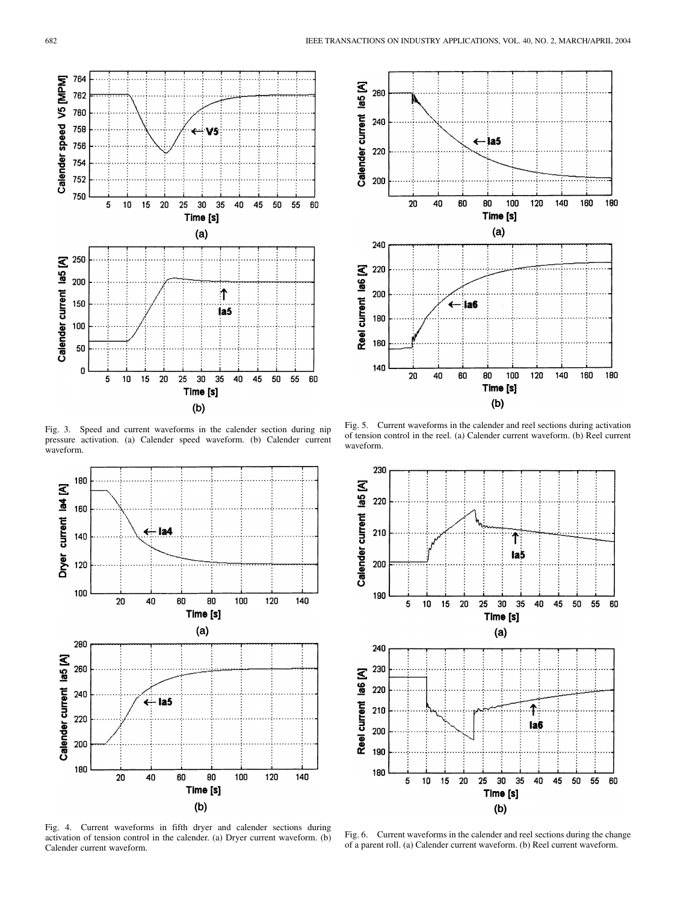Fig. 3. Speed and current waveforms in the calender section during nip pressure activation. (a) Calender speed waveform. (b) Calender current waveform.

Fig. 4. Current waveforms in fifth dryer and calender sections during activation of tension control in the calender. (a) Dryer current waveform. (b) Calender current waveform.

Fig. 5. Current waveforms in the calender and reel sections during activation of tension control in the reel. (a) Calender current waveform. (b) Reel current waveform.

Fig. 6. Current waveforms in the calender and reel sections during the change of a parent roll. (a) Calender current waveform. (b) Reel current waveform.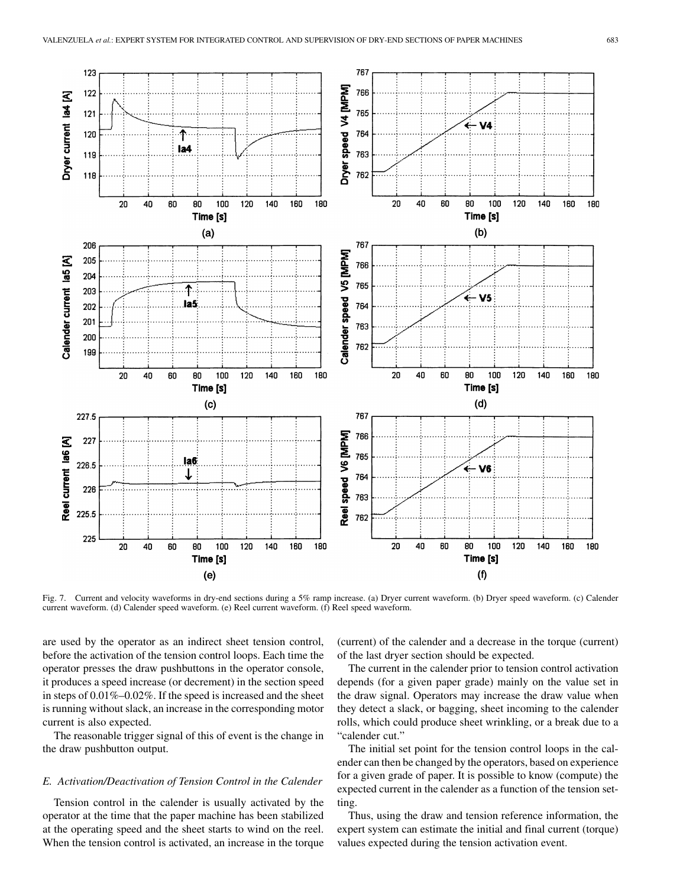123
122
121
120
119
118
Dryer current Ia4 [A]
Ia4
20 40 60 80 100 120 140 160 180
Time [s]
(a)

767
766
765
764
763
762
Dryer speed V4 [MPM]
← V4
20 40 60 80 100 120 140 160 180
Time [s]
(b)

206
205
204
203
202
201
200
199
Calender current Ia5 [A]
Ia5
20 40 60 80 100 120 140 160 180
Time [s]
(c)

767
766
765
764
763
762
Calender speed V5 [MPM]
← V5
20 40 60 80 100 120 140 160 180
Time [s]
(d)

227.5
227
226.5
226
225.5
225
Reel current Ia6 [A]
Ia6
20 40 60 80 100 120 140 160 180
Time [s]
(e)

767
766
765
764
763
762
Reel speed V6 [MPM]
← V6
20 40 60 80 100 120 140 160 180
Time [s]
(f)

Fig. 7. Current and velocity waveforms in dry-end sections during a 5% ramp increase. (a) Dryer current waveform. (b) Dryer speed waveform. (c) Calender current waveform. (d) Calender speed waveform. (e) Reel current waveform. (f) Reel speed waveform.

are used by the operator as an indirect sheet tension control, before the activation of the tension control loops. Each time the operator presses the draw pushbuttons in the operator console, it produces a speed increase (or decrement) in the section speed in steps of 0.01%–0.02%. If the speed is increased and the sheet is running without slack, an increase in the corresponding motor current is also expected.

The reasonable trigger signal of this of event is the change in the draw pushbutton output.

### *E. Activation/Deactivation of Tension Control in the Calender*

Tension control in the calender is usually activated by the operator at the time that the paper machine has been stabilized at the operating speed and the sheet starts to wind on the reel. When the tension control is activated, an increase in the torque (current) of the calender and a decrease in the torque (current) of the last dryer section should be expected.

The current in the calender prior to tension control activation depends (for a given paper grade) mainly on the value set in the draw signal. Operators may increase the draw value when they detect a slack, or bagging, sheet incoming to the calender rolls, which could produce sheet wrinkling, or a break due to a "calender cut."

The initial set point for the tension control loops in the calender can then be changed by the operators, based on experience for a given grade of paper. It is possible to know (compute) the expected current in the calender as a function of the tension setting.

Thus, using the draw and tension reference information, the expert system can estimate the initial and final current (torque) values expected during the tension activation event.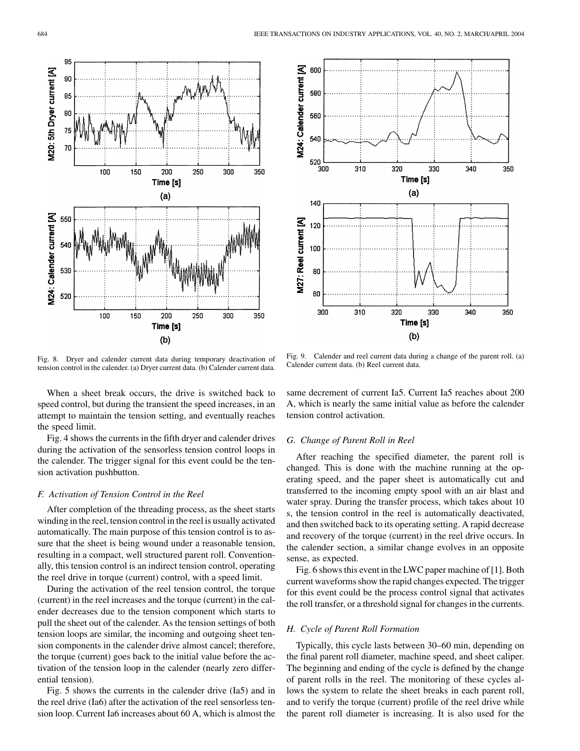Fig. 8. Dryer and calender current data during temporary deactivation of tension control in the calender. (a) Dryer current data. (b) Calender current data.

Fig. 9. Calender and reel current data during a change of the parent roll. (a) Calender current data. (b) Reel current data.

When a sheet break occurs, the drive is switched back to speed control, but during the transient the speed increases, in an attempt to maintain the tension setting, and eventually reaches the speed limit.

Fig. 4 shows the currents in the fifth dryer and calender drives during the activation of the sensorless tension control loops in the calender. The trigger signal for this event could be the tension activation pushbutton.

### F. Activation of Tension Control in the Reel

After completion of the threading process, as the sheet starts winding in the reel, tension control in the reel is usually activated automatically. The main purpose of this tension control is to assure that the sheet is being wound under a reasonable tension, resulting in a compact, well structured parent roll. Conventionally, this tension control is an indirect tension control, operating the reel drive in torque (current) control, with a speed limit.

During the activation of the reel tension control, the torque (current) in the reel increases and the torque (current) in the calender decreases due to the tension component which starts to pull the sheet out of the calender. As the tension settings of both tension loops are similar, the incoming and outgoing sheet tension components in the calender drive almost cancel; therefore, the torque (current) goes back to the initial value before the activation of the tension loop in the calender (nearly zero differential tension).

Fig. 5 shows the currents in the calender drive (Ia5) and in the reel drive (Ia6) after the activation of the reel sensorless tension loop. Current Ia6 increases about 60 A, which is almost the same decrement of current Ia5. Current Ia5 reaches about 200 A, which is nearly the same initial value as before the calender tension control activation.

### G. Change of Parent Roll in Reel

After reaching the specified diameter, the parent roll is changed. This is done with the machine running at the operating speed, and the paper sheet is automatically cut and transferred to the incoming empty spool with an air blast and water spray. During the transfer process, which takes about 10 s, the tension control in the reel is automatically deactivated, and then switched back to its operating setting. A rapid decrease and recovery of the torque (current) in the reel drive occurs. In the calender section, a similar change evolves in an opposite sense, as expected.

Fig. 6 shows this event in the LWC paper machine of [1]. Both current waveforms show the rapid changes expected. The trigger for this event could be the process control signal that activates the roll transfer, or a threshold signal for changes in the currents.

### H. Cycle of Parent Roll Formation

Typically, this cycle lasts between 30–60 min, depending on the final parent roll diameter, machine speed, and sheet caliper. The beginning and ending of the cycle is defined by the change of parent rolls in the reel. The monitoring of these cycles allows the system to relate the sheet breaks in each parent roll, and to verify the torque (current) profile of the reel drive while the parent roll diameter is increasing. It is also used for the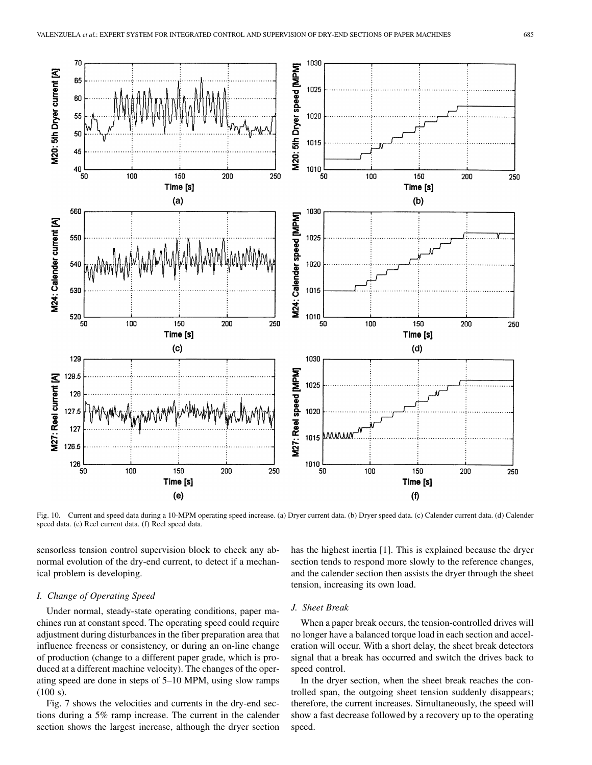Fig. 10. Current and speed data during a 10-MPM operating speed increase. (a) Dryer current data. (b) Dryer speed data. (c) Calender current data. (d) Calender speed data. (e) Reel current data. (f) Reel speed data.

sensorless tension control supervision block to check any abnormal evolution of the dry-end current, to detect if a mechanical problem is developing.

### *I. Change of Operating Speed*

Under normal, steady-state operating conditions, paper machines run at constant speed. The operating speed could require adjustment during disturbances in the fiber preparation area that influence freeness or consistency, or during an on-line change of production (change to a different paper grade, which is produced at a different machine velocity). The changes of the operating speed are done in steps of 5–10 MPM, using slow ramps (100 s).

Fig. 7 shows the velocities and currents in the dry-end sections during a 5% ramp increase. The current in the calender section shows the largest increase, although the dryer section has the highest inertia [1]. This is explained because the dryer section tends to respond more slowly to the reference changes, and the calender section then assists the dryer through the sheet tension, increasing its own load.

### *J. Sheet Break*

When a paper break occurs, the tension-controlled drives will no longer have a balanced torque load in each section and acceleration will occur. With a short delay, the sheet break detectors signal that a break has occurred and switch the drives back to speed control.

In the dryer section, when the sheet break reaches the controlled span, the outgoing sheet tension suddenly disappears; therefore, the current increases. Simultaneously, the speed will show a fast decrease followed by a recovery up to the operating speed.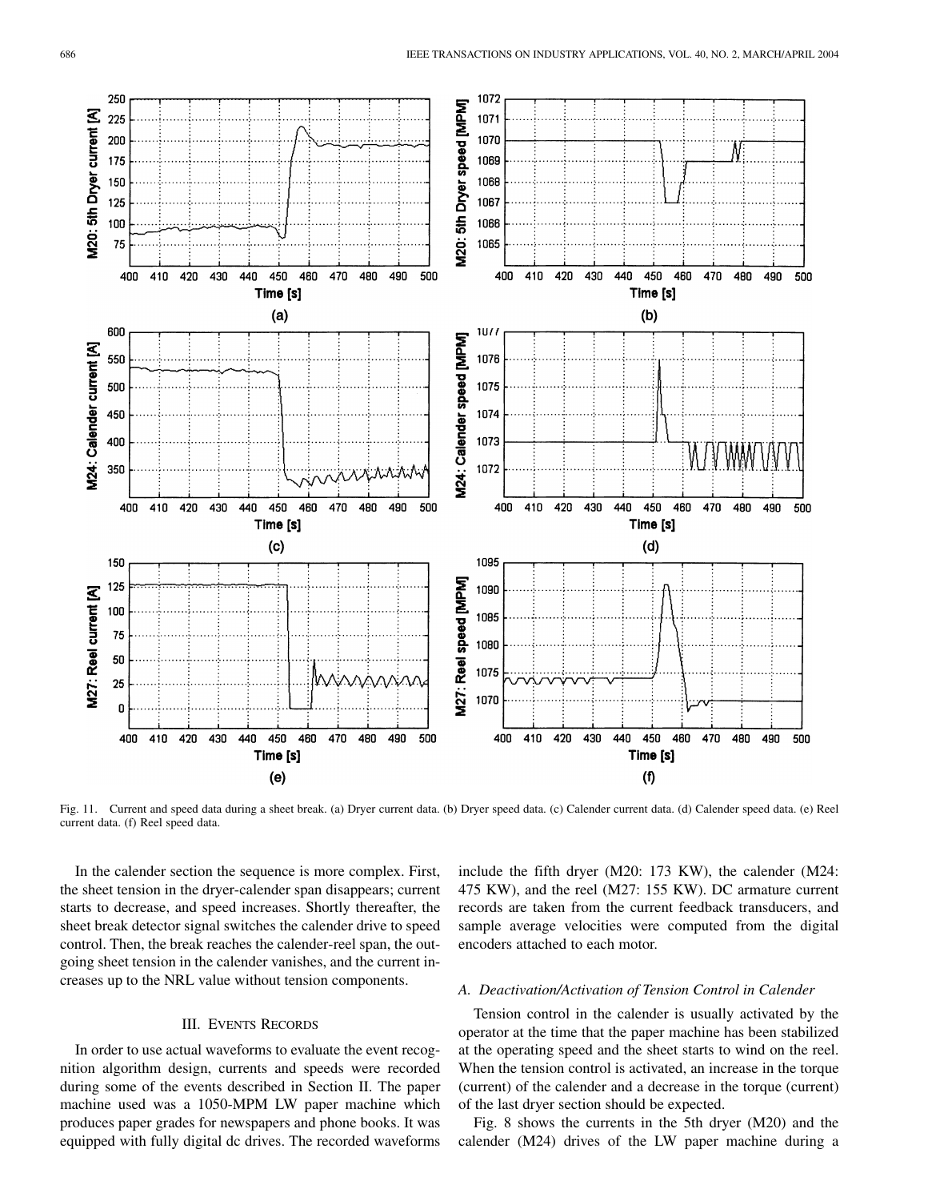Fig. 11. Current and speed data during a sheet break. (a) Dryer current data. (b) Dryer speed data. (c) Calender current data. (d) Calender speed data. (e) Reel current data. (f) Reel speed data.

In the calender section the sequence is more complex. First, the sheet tension in the dryer-calender span disappears; current starts to decrease, and speed increases. Shortly thereafter, the sheet break detector signal switches the calender drive to speed control. Then, the break reaches the calender-reel span, the outgoing sheet tension in the calender vanishes, and the current increases up to the NRL value without tension components.

## III. Events Records

In order to use actual waveforms to evaluate the event recognition algorithm design, currents and speeds were recorded during some of the events described in Section II. The paper machine used was a 1050-MPM LW paper machine which produces paper grades for newspapers and phone books. It was equipped with fully digital dc drives. The recorded waveforms include the fifth dryer (M20: 173 KW), the calender (M24: 475 KW), and the reel (M27: 155 KW). DC armature current records are taken from the current feedback transducers, and sample average velocities were computed from the digital encoders attached to each motor.

### *A. Deactivation/Activation of Tension Control in Calender*

Tension control in the calender is usually activated by the operator at the time that the paper machine has been stabilized at the operating speed and the sheet starts to wind on the reel. When the tension control is activated, an increase in the torque (current) of the calender and a decrease in the torque (current) of the last dryer section should be expected.

Fig. 8 shows the currents in the 5th dryer (M20) and the calender (M24) drives of the LW paper machine during a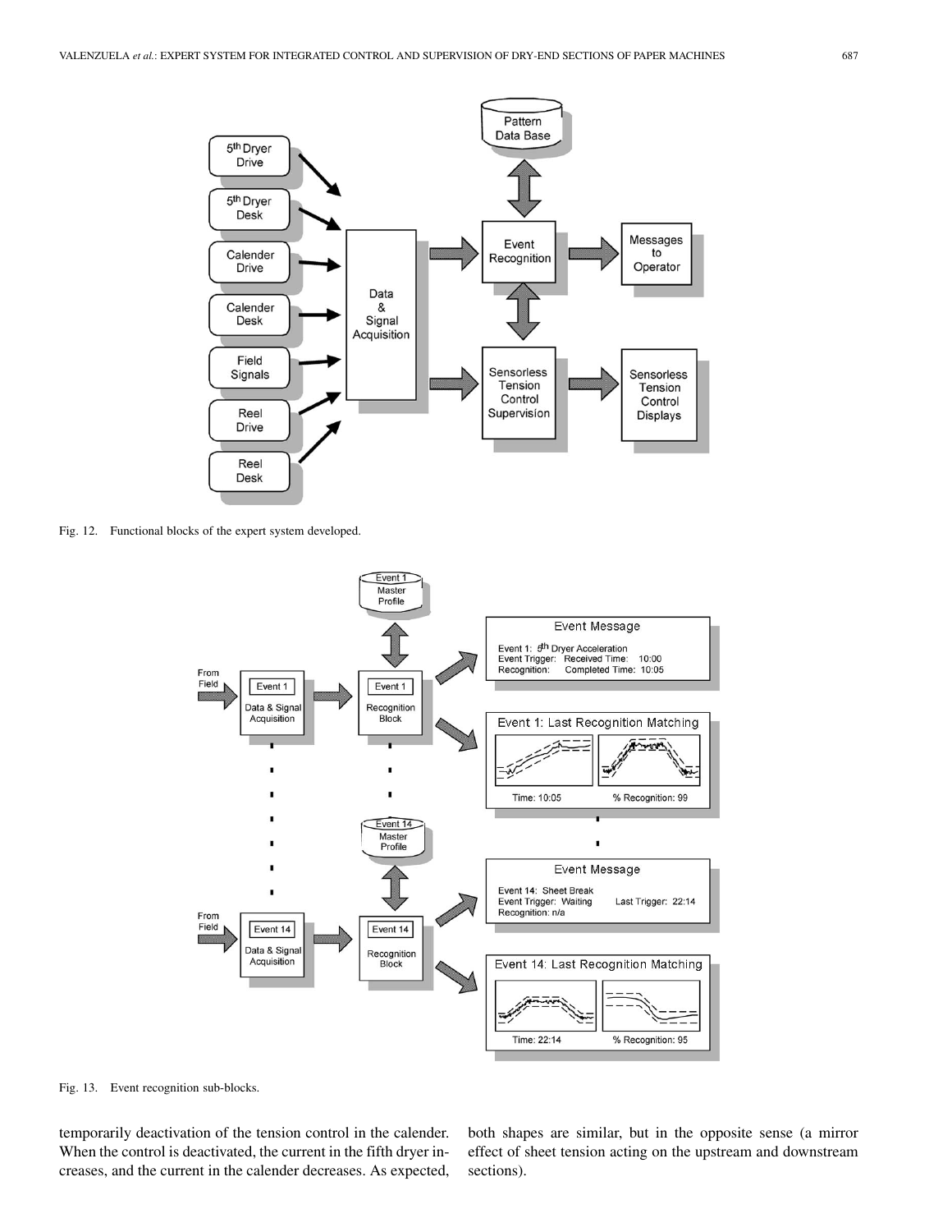Fig. 12. Functional blocks of the expert system developed.

Fig. 13. Event recognition sub-blocks.

temporarily deactivation of the tension control in the calender. When the control is deactivated, the current in the fifth dryer increases, and the current in the calender decreases. As expected, both shapes are similar, but in the opposite sense (a mirror effect of sheet tension acting on the upstream and downstream sections).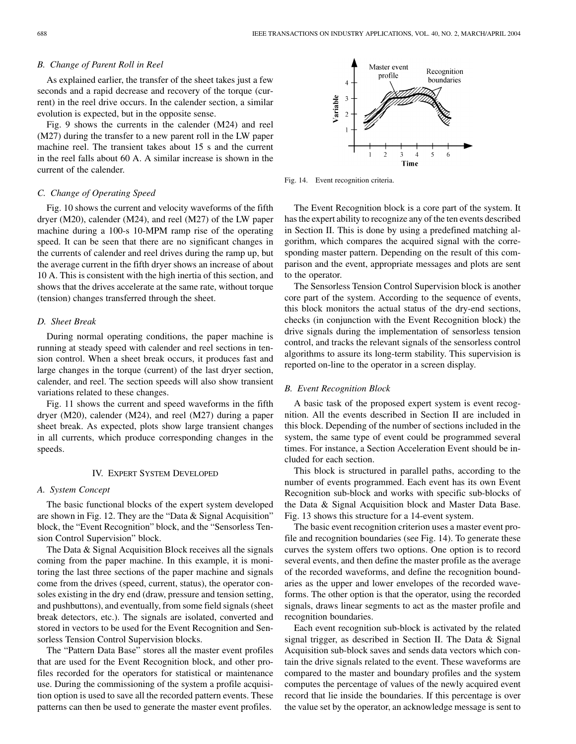### B. Change of Parent Roll in Reel

As explained earlier, the transfer of the sheet takes just a few seconds and a rapid decrease and recovery of the torque (current) in the reel drive occurs. In the calender section, a similar evolution is expected, but in the opposite sense.

Fig. 9 shows the currents in the calender (M24) and reel (M27) during the transfer to a new parent roll in the LW paper machine reel. The transient takes about 15 s and the current in the reel falls about 60 A. A similar increase is shown in the current of the calender.

### C. Change of Operating Speed

Fig. 10 shows the current and velocity waveforms of the fifth dryer (M20), calender (M24), and reel (M27) of the LW paper machine during a 100-s 10-MPM ramp rise of the operating speed. It can be seen that there are no significant changes in the currents of calender and reel drives during the ramp up, but the average current in the fifth dryer shows an increase of about 10 A. This is consistent with the high inertia of this section, and shows that the drives accelerate at the same rate, without torque (tension) changes transferred through the sheet.

### D. Sheet Break

During normal operating conditions, the paper machine is running at steady speed with calender and reel sections in tension control. When a sheet break occurs, it produces fast and large changes in the torque (current) of the last dryer section, calender, and reel. The section speeds will also show transient variations related to these changes.

Fig. 11 shows the current and speed waveforms in the fifth dryer (M20), calender (M24), and reel (M27) during a paper sheet break. As expected, plots show large transient changes in all currents, which produce corresponding changes in the speeds.

## IV. Expert System Developed

### A. System Concept

The basic functional blocks of the expert system developed are shown in Fig. 12. They are the "Data & Signal Acquisition" block, the "Event Recognition" block, and the "Sensorless Tension Control Supervision" block.

The Data & Signal Acquisition Block receives all the signals coming from the paper machine. In this example, it is monitoring the last three sections of the paper machine and signals come from the drives (speed, current, status), the operator consoles existing in the dry end (draw, pressure and tension setting, and pushbuttons), and eventually, from some field signals (sheet break detectors, etc.). The signals are isolated, converted and stored in vectors to be used for the Event Recognition and Sensorless Tension Control Supervision blocks.

The "Pattern Data Base" stores all the master event profiles that are used for the Event Recognition block, and other profiles recorded for the operators for statistical or maintenance use. During the commissioning of the system a profile acquisition option is used to save all the recorded pattern events. These patterns can then be used to generate the master event profiles.

Master event profile

Recognition boundaries

Variable

4

3

2

1

1 2 3 4 5 6

Time

Fig. 14. Event recognition criteria.

The Event Recognition block is a core part of the system. It has the expert ability to recognize any of the ten events described in Section II. This is done by using a predefined matching algorithm, which compares the acquired signal with the corresponding master pattern. Depending on the result of this comparison and the event, appropriate messages and plots are sent to the operator.

The Sensorless Tension Control Supervision block is another core part of the system. According to the sequence of events, this block monitors the actual status of the dry-end sections, checks (in conjunction with the Event Recognition block) the drive signals during the implementation of sensorless tension control, and tracks the relevant signals of the sensorless control algorithms to assure its long-term stability. This supervision is reported on-line to the operator in a screen display.

### B. Event Recognition Block

A basic task of the proposed expert system is event recognition. All the events described in Section II are included in this block. Depending of the number of sections included in the system, the same type of event could be programmed several times. For instance, a Section Acceleration Event should be included for each section.

This block is structured in parallel paths, according to the number of events programmed. Each event has its own Event Recognition sub-block and works with specific sub-blocks of the Data & Signal Acquisition block and Master Data Base. Fig. 13 shows this structure for a 14-event system.

The basic event recognition criterion uses a master event profile and recognition boundaries (see Fig. 14). To generate these curves the system offers two options. One option is to record several events, and then define the master profile as the average of the recorded waveforms, and define the recognition boundaries as the upper and lower envelopes of the recorded waveforms. The other option is that the operator, using the recorded signals, draws linear segments to act as the master profile and recognition boundaries.

Each event recognition sub-block is activated by the related signal trigger, as described in Section II. The Data & Signal Acquisition sub-block saves and sends data vectors which contain the drive signals related to the event. These waveforms are compared to the master and boundary profiles and the system computes the percentage of values of the newly acquired event record that lie inside the boundaries. If this percentage is over the value set by the operator, an acknowledge message is sent to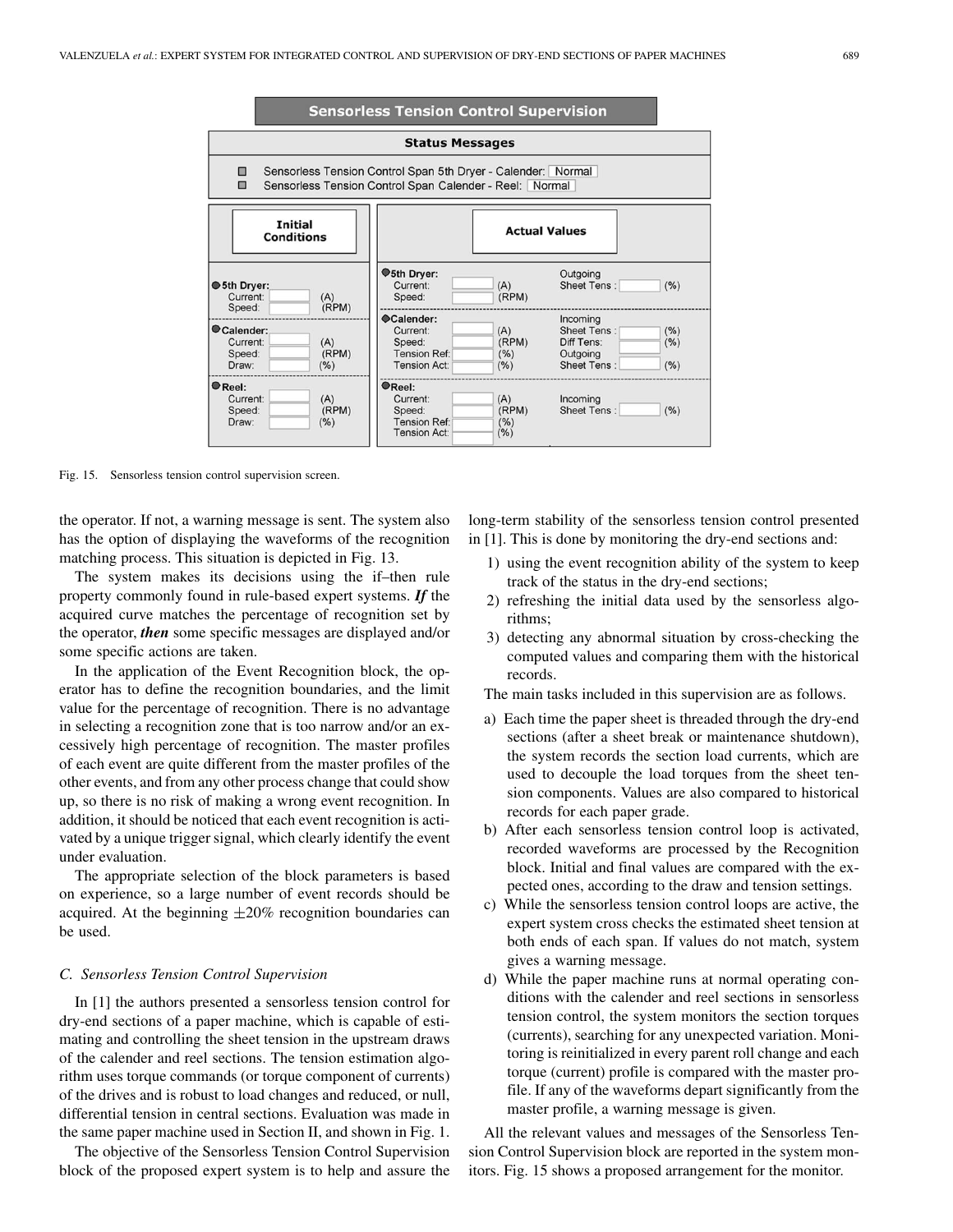Sensorless Tension Control Supervision

Status Messages

Sensorless Tension Control Span 5th Dryer - Calender: Normal

Sensorless Tension Control Span Calender - Reel: Normal

Initial Conditions

5th Dryer: Current: (A) Speed: (RPM)

Calender: Current: (A) Speed: (RPM) Draw: (%)

Reel: Current: (A) Speed: (RPM) Draw: (%)

Actual Values

5th Dryer: Current: (A) Speed: (RPM) Outgoing Sheet Tens: (%)

Calender: Current: (A) Speed: (RPM) Tension Ref: (%) Tension Act: (%) Incoming Sheet Tens: (%) Diff Tens: (%) Outgoing Sheet Tens: (%)

Reel: Current: (A) Speed: (RPM) Tension Ref: (%) Tension Act: (%) Incoming Sheet Tens: (%)

Fig. 15. Sensorless tension control supervision screen.

the operator. If not, a warning message is sent. The system also has the option of displaying the waveforms of the recognition matching process. This situation is depicted in Fig. 13.

The system makes its decisions using the if–then rule property commonly found in rule-based expert systems. ***If*** the acquired curve matches the percentage of recognition set by the operator, ***then*** some specific messages are displayed and/or some specific actions are taken.

In the application of the Event Recognition block, the operator has to define the recognition boundaries, and the limit value for the percentage of recognition. There is no advantage in selecting a recognition zone that is too narrow and/or an excessively high percentage of recognition. The master profiles of each event are quite different from the master profiles of the other events, and from any other process change that could show up, so there is no risk of making a wrong event recognition. In addition, it should be noticed that each event recognition is activated by a unique trigger signal, which clearly identify the event under evaluation.

The appropriate selection of the block parameters is based on experience, so a large number of event records should be acquired. At the beginning $\pm 20\%$ recognition boundaries can be used.

### C. Sensorless Tension Control Supervision

In [1] the authors presented a sensorless tension control for dry-end sections of a paper machine, which is capable of estimating and controlling the sheet tension in the upstream draws of the calender and reel sections. The tension estimation algorithm uses torque commands (or torque component of currents) of the drives and is robust to load changes and reduced, or null, differential tension in central sections. Evaluation was made in the same paper machine used in Section II, and shown in Fig. 1.

The objective of the Sensorless Tension Control Supervision block of the proposed expert system is to help and assure the long-term stability of the sensorless tension control presented in [1]. This is done by monitoring the dry-end sections and:

1) using the event recognition ability of the system to keep track of the status in the dry-end sections;
2) refreshing the initial data used by the sensorless algorithms;
3) detecting any abnormal situation by cross-checking the computed values and comparing them with the historical records.

The main tasks included in this supervision are as follows.

a) Each time the paper sheet is threaded through the dry-end sections (after a sheet break or maintenance shutdown), the system records the section load currents, which are used to decouple the load torques from the sheet tension components. Values are also compared to historical records for each paper grade.
b) After each sensorless tension control loop is activated, recorded waveforms are processed by the Recognition block. Initial and final values are compared with the expected ones, according to the draw and tension settings.
c) While the sensorless tension control loops are active, the expert system cross checks the estimated sheet tension at both ends of each span. If values do not match, system gives a warning message.
d) While the paper machine runs at normal operating conditions with the calender and reel sections in sensorless tension control, the system monitors the section torques (currents), searching for any unexpected variation. Monitoring is reinitialized in every parent roll change and each torque (current) profile is compared with the master profile. If any of the waveforms depart significantly from the master profile, a warning message is given.

All the relevant values and messages of the Sensorless Tension Control Supervision block are reported in the system monitors. Fig. 15 shows a proposed arrangement for the monitor.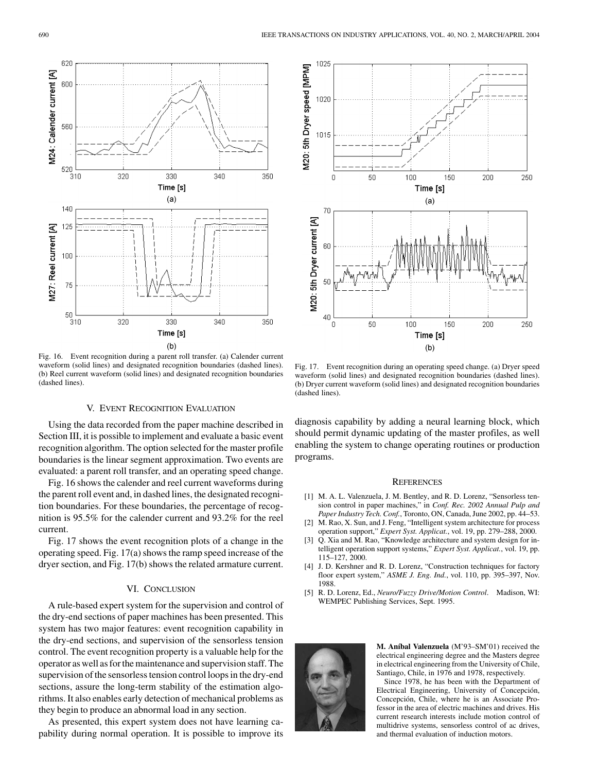Fig. 16. Event recognition during a parent roll transfer. (a) Calender current waveform (solid lines) and designated recognition boundaries (dashed lines). (b) Reel current waveform (solid lines) and designated recognition boundaries (dashed lines).

Fig. 17. Event recognition during an operating speed change. (a) Dryer speed waveform (solid lines) and designated recognition boundaries (dashed lines). (b) Dryer current waveform (solid lines) and designated recognition boundaries (dashed lines).

## V. Event Recognition Evaluation

Using the data recorded from the paper machine described in Section III, it is possible to implement and evaluate a basic event recognition algorithm. The option selected for the master profile boundaries is the linear segment approximation. Two events are evaluated: a parent roll transfer, and an operating speed change.

Fig. 16 shows the calender and reel current waveforms during the parent roll event and, in dashed lines, the designated recognition boundaries. For these boundaries, the percentage of recognition is 95.5% for the calender current and 93.2% for the reel current.

Fig. 17 shows the event recognition plots of a change in the operating speed. Fig. 17(a) shows the ramp speed increase of the dryer section, and Fig. 17(b) shows the related armature current.

## VI. Conclusion

A rule-based expert system for the supervision and control of the dry-end sections of paper machines has been presented. This system has two major features: event recognition capability in the dry-end sections, and supervision of the sensorless tension control. The event recognition property is a valuable help for the operator as well as for the maintenance and supervision staff. The supervision of the sensorless tension control loops in the dry-end sections, assure the long-term stability of the estimation algorithms. It also enables early detection of mechanical problems as they begin to produce an abnormal load in any section.

As presented, this expert system does not have learning capability during normal operation. It is possible to improve its diagnosis capability by adding a neural learning block, which should permit dynamic updating of the master profiles, as well enabling the system to change operating routines or production programs.

## References

[1] M. A. L. Valenzuela, J. M. Bentley, and R. D. Lorenz, "Sensorless tension control in paper machines," in *Conf. Rec. 2002 Annual Pulp and Paper Industry Tech. Conf.*, Toronto, ON, Canada, June 2002, pp. 44–53.

[2] M. Rao, X. Sun, and J. Feng, "Intelligent system architecture for process operation support," *Expert Syst. Applicat.*, vol. 19, pp. 279–288, 2000.

[3] Q. Xia and M. Rao, "Knowledge architecture and system design for intelligent operation support systems," *Expert Syst. Applicat.*, vol. 19, pp. 115–127, 2000.

[4] J. D. Kershner and R. D. Lorenz, "Construction techniques for factory floor expert system," *ASME J. Eng. Ind.*, vol. 110, pp. 395–397, Nov. 1988.

[5] R. D. Lorenz, Ed., *Neuro/Fuzzy Drive/Motion Control*. Madison, WI: WEMPEC Publishing Services, Sept. 1995.

**M. Aníbal Valenzuela** (M'93–SM'01) received the electrical engineering degree and the Masters degree in electrical engineering from the University of Chile, Santiago, Chile, in 1976 and 1978, respectively.

Since 1978, he has been with the Department of Electrical Engineering, University of Concepción, Concepción, Chile, where he is an Associate Professor in the area of electric machines and drives. His current research interests include motion control of multidrive systems, sensorless control of ac drives, and thermal evaluation of induction motors.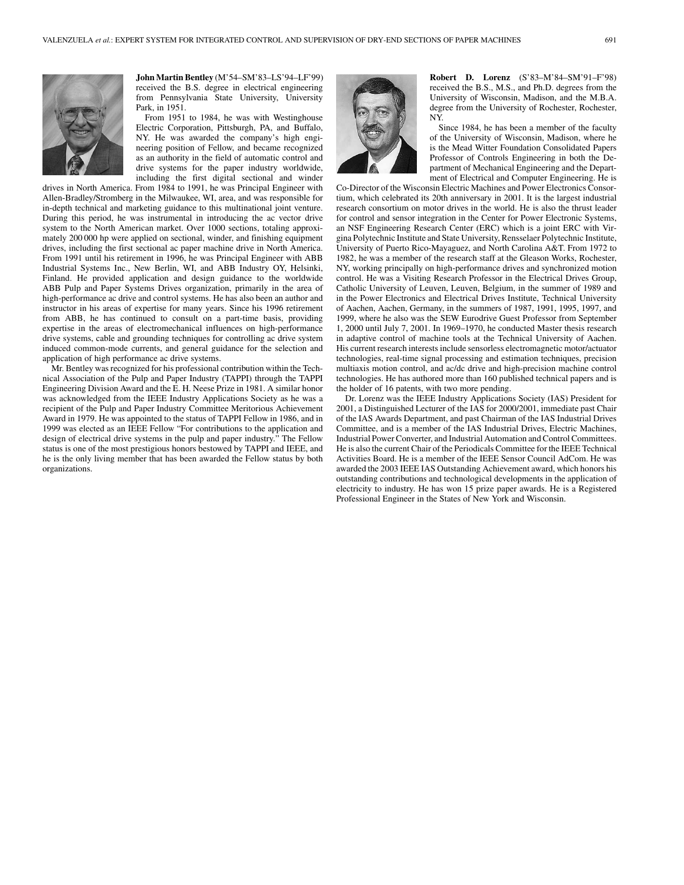**John Martin Bentley** (M'54–SM'83–LS'94–LF'99) received the B.S. degree in electrical engineering from Pennsylvania State University, University Park, in 1951.

From 1951 to 1984, he was with Westinghouse Electric Corporation, Pittsburgh, PA, and Buffalo, NY. He was awarded the company's high engineering position of Fellow, and became recognized as an authority in the field of automatic control and drive systems for the paper industry worldwide, including the first digital sectional and winder drives in North America. From 1984 to 1991, he was Principal Engineer with Allen-Bradley/Stromberg in the Milwaukee, WI, area, and was responsible for in-depth technical and marketing guidance to this multinational joint venture. During this period, he was instrumental in introducing the ac vector drive system to the North American market. Over 1000 sections, totaling approximately 200 000 hp were applied on sectional, winder, and finishing equipment drives, including the first sectional ac paper machine drive in North America. From 1991 until his retirement in 1996, he was Principal Engineer with ABB Industrial Systems Inc., New Berlin, WI, and ABB Industry OY, Helsinki, Finland. He provided application and design guidance to the worldwide ABB Pulp and Paper Systems Drives organization, primarily in the area of high-performance ac drive and control systems. He has also been an author and instructor in his areas of expertise for many years. Since his 1996 retirement from ABB, he has continued to consult on a part-time basis, providing expertise in the areas of electromechanical influences on high-performance drive systems, cable and grounding techniques for controlling ac drive system induced common-mode currents, and general guidance for the selection and application of high performance ac drive systems.

Mr. Bentley was recognized for his professional contribution within the Technical Association of the Pulp and Paper Industry (TAPPI) through the TAPPI Engineering Division Award and the E. H. Neese Prize in 1981. A similar honor was acknowledged from the IEEE Industry Applications Society as he was a recipient of the Pulp and Paper Industry Committee Meritorious Achievement Award in 1979. He was appointed to the status of TAPPI Fellow in 1986, and in 1999 was elected as an IEEE Fellow "For contributions to the application and design of electrical drive systems in the pulp and paper industry." The Fellow status is one of the most prestigious honors bestowed by TAPPI and IEEE, and he is the only living member that has been awarded the Fellow status by both organizations.

**Robert D. Lorenz** (S'83–M'84–SM'91–F'98) received the B.S., M.S., and Ph.D. degrees from the University of Wisconsin, Madison, and the M.B.A. degree from the University of Rochester, Rochester, NY.

Since 1984, he has been a member of the faculty of the University of Wisconsin, Madison, where he is the Mead Witter Foundation Consolidated Papers Professor of Controls Engineering in both the Department of Mechanical Engineering and the Department of Electrical and Computer Engineering. He is Co-Director of the Wisconsin Electric Machines and Power Electronics Consortium, which celebrated its 20th anniversary in 2001. It is the largest industrial research consortium on motor drives in the world. He is also the thrust leader for control and sensor integration in the Center for Power Electronic Systems, an NSF Engineering Research Center (ERC) which is a joint ERC with Virginia Polytechnic Institute and State University, Rensselaer Polytechnic Institute, University of Puerto Rico-Mayaguez, and North Carolina A&T. From 1972 to 1982, he was a member of the research staff at the Gleason Works, Rochester, NY, working principally on high-performance drives and synchronized motion control. He was a Visiting Research Professor in the Electrical Drives Group, Catholic University of Leuven, Leuven, Belgium, in the summer of 1989 and in the Power Electronics and Electrical Drives Institute, Technical University of Aachen, Aachen, Germany, in the summers of 1987, 1991, 1995, 1997, and 1999, where he also was the SEW Eurodrive Guest Professor from September 1, 2000 until July 7, 2001. In 1969–1970, he conducted Master thesis research in adaptive control of machine tools at the Technical University of Aachen. His current research interests include sensorless electromagnetic motor/actuator technologies, real-time signal processing and estimation techniques, precision multiaxis motion control, and ac/dc drive and high-precision machine control technologies. He has authored more than 160 published technical papers and is the holder of 16 patents, with two more pending.

Dr. Lorenz was the IEEE Industry Applications Society (IAS) President for 2001, a Distinguished Lecturer of the IAS for 2000/2001, immediate past Chair of the IAS Awards Department, and past Chairman of the IAS Industrial Drives Committee, and is a member of the IAS Industrial Drives, Electric Machines, Industrial Power Converter, and Industrial Automation and Control Committees. He is also the current Chair of the Periodicals Committee for the IEEE Technical Activities Board. He is a member of the IEEE Sensor Council AdCom. He was awarded the 2003 IEEE IAS Outstanding Achievement award, which honors his outstanding contributions and technological developments in the application of electricity to industry. He has won 15 prize paper awards. He is a Registered Professional Engineer in the States of New York and Wisconsin.